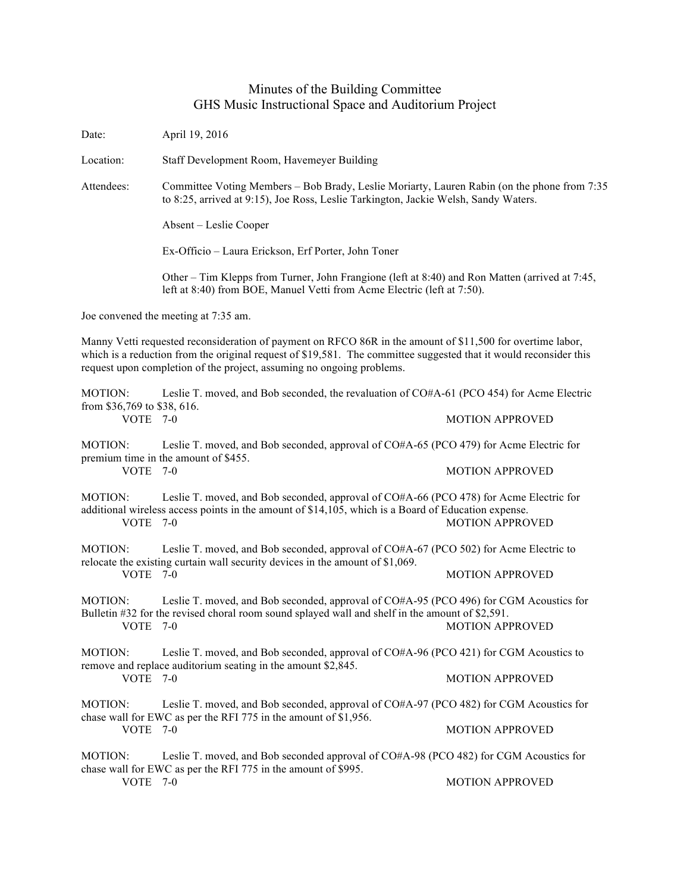# Minutes of the Building Committee
## GHS Music Instructional Space and Auditorium Project

Date: April 19, 2016

Location: Staff Development Room, Havemeyer Building

Attendees: Committee Voting Members – Bob Brady, Leslie Moriarty, Lauren Rabin (on the phone from 7:35 to 8:25, arrived at 9:15), Joe Ross, Leslie Tarkington, Jackie Welsh, Sandy Waters.

Absent – Leslie Cooper

Ex-Officio – Laura Erickson, Erf Porter, John Toner

Other – Tim Klepps from Turner, John Frangione (left at 8:40) and Ron Matten (arrived at 7:45, left at 8:40) from BOE, Manuel Vetti from Acme Electric (left at 7:50).

Joe convened the meeting at 7:35 am.

Manny Vetti requested reconsideration of payment on RFCO 86R in the amount of $11,500 for overtime labor, which is a reduction from the original request of $19,581. The committee suggested that it would reconsider this request upon completion of the project, assuming no ongoing problems.

MOTION: Leslie T. moved, and Bob seconded, the revaluation of CO#A-61 (PCO 454) for Acme Electric from $36,769 to $38, 616.

VOTE 7-0 — MOTION APPROVED

MOTION: Leslie T. moved, and Bob seconded, approval of CO#A-65 (PCO 479) for Acme Electric for premium time in the amount of $455.

VOTE 7-0 — MOTION APPROVED

MOTION: Leslie T. moved, and Bob seconded, approval of CO#A-66 (PCO 478) for Acme Electric for additional wireless access points in the amount of $14,105, which is a Board of Education expense.

VOTE 7-0 — MOTION APPROVED

MOTION: Leslie T. moved, and Bob seconded, approval of CO#A-67 (PCO 502) for Acme Electric to relocate the existing curtain wall security devices in the amount of $1,069.

VOTE 7-0 — MOTION APPROVED

MOTION: Leslie T. moved, and Bob seconded, approval of CO#A-95 (PCO 496) for CGM Acoustics for Bulletin #32 for the revised choral room sound splayed wall and shelf in the amount of $2,591.

VOTE 7-0 — MOTION APPROVED

MOTION: Leslie T. moved, and Bob seconded, approval of CO#A-96 (PCO 421) for CGM Acoustics to remove and replace auditorium seating in the amount $2,845.

VOTE 7-0 — MOTION APPROVED

MOTION: Leslie T. moved, and Bob seconded, approval of CO#A-97 (PCO 482) for CGM Acoustics for chase wall for EWC as per the RFI 775 in the amount of $1,956.

VOTE 7-0 — MOTION APPROVED

MOTION: Leslie T. moved, and Bob seconded approval of CO#A-98 (PCO 482) for CGM Acoustics for chase wall for EWC as per the RFI 775 in the amount of $995.

VOTE 7-0 — MOTION APPROVED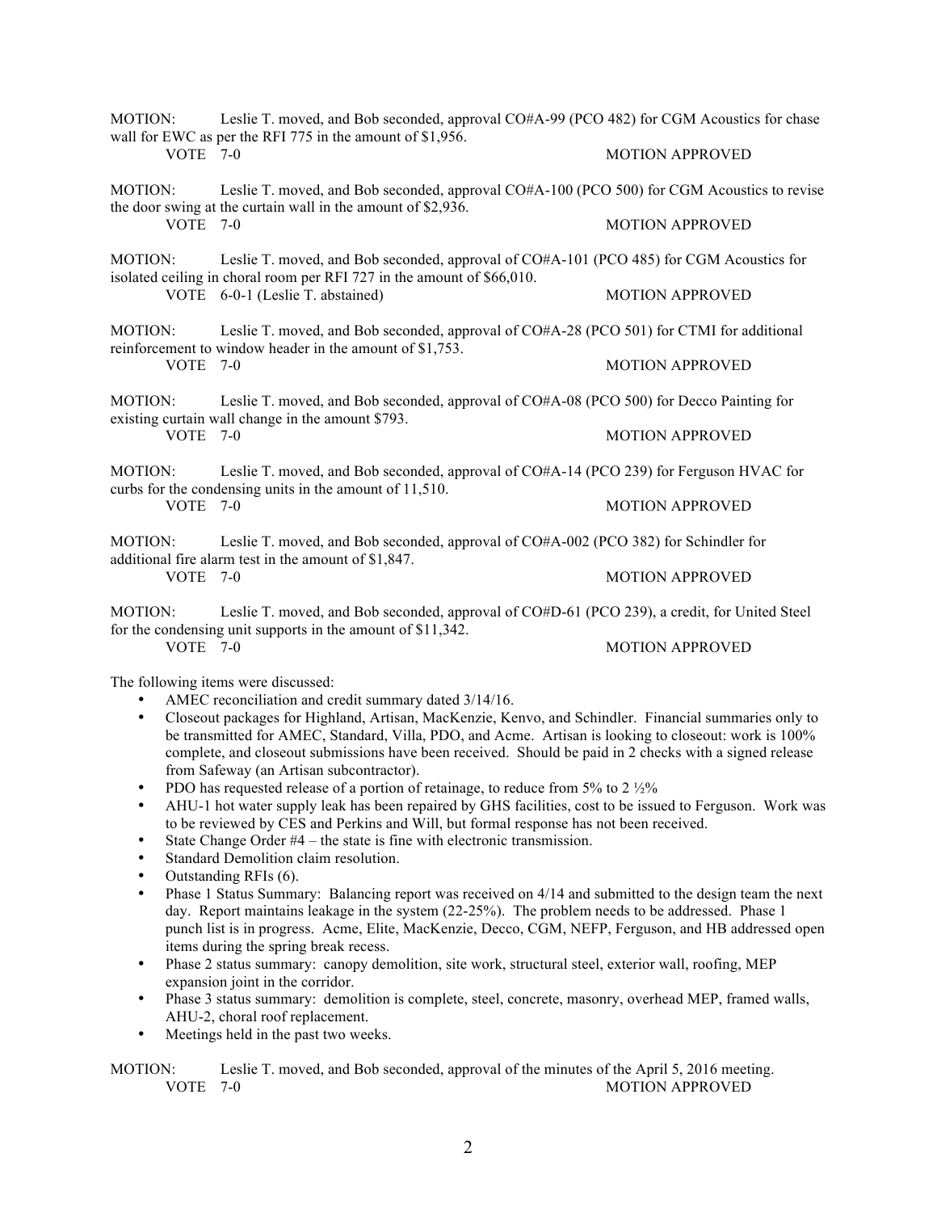MOTION: Leslie T. moved, and Bob seconded, approval CO#A-99 (PCO 482) for CGM Acoustics for chase wall for EWC as per the RFI 775 in the amount of $1,956.

VOTE 7-0 MOTION APPROVED

MOTION: Leslie T. moved, and Bob seconded, approval CO#A-100 (PCO 500) for CGM Acoustics to revise the door swing at the curtain wall in the amount of $2,936.

VOTE 7-0 MOTION APPROVED

MOTION: Leslie T. moved, and Bob seconded, approval of CO#A-101 (PCO 485) for CGM Acoustics for isolated ceiling in choral room per RFI 727 in the amount of $66,010.

VOTE 6-0-1 (Leslie T. abstained) MOTION APPROVED

MOTION: Leslie T. moved, and Bob seconded, approval of CO#A-28 (PCO 501) for CTMI for additional reinforcement to window header in the amount of $1,753.

VOTE 7-0 MOTION APPROVED

MOTION: Leslie T. moved, and Bob seconded, approval of CO#A-08 (PCO 500) for Decco Painting for existing curtain wall change in the amount $793.

VOTE 7-0 MOTION APPROVED

MOTION: Leslie T. moved, and Bob seconded, approval of CO#A-14 (PCO 239) for Ferguson HVAC for curbs for the condensing units in the amount of 11,510.

VOTE 7-0 MOTION APPROVED

MOTION: Leslie T. moved, and Bob seconded, approval of CO#A-002 (PCO 382) for Schindler for additional fire alarm test in the amount of $1,847.

VOTE 7-0 MOTION APPROVED

MOTION: Leslie T. moved, and Bob seconded, approval of CO#D-61 (PCO 239), a credit, for United Steel for the condensing unit supports in the amount of $11,342.

VOTE 7-0 MOTION APPROVED

The following items were discussed:

- AMEC reconciliation and credit summary dated 3/14/16.
- Closeout packages for Highland, Artisan, MacKenzie, Kenvo, and Schindler. Financial summaries only to be transmitted for AMEC, Standard, Villa, PDO, and Acme. Artisan is looking to closeout: work is 100% complete, and closeout submissions have been received. Should be paid in 2 checks with a signed release from Safeway (an Artisan subcontractor).
- PDO has requested release of a portion of retainage, to reduce from 5% to 2 ½%
- AHU-1 hot water supply leak has been repaired by GHS facilities, cost to be issued to Ferguson. Work was to be reviewed by CES and Perkins and Will, but formal response has not been received.
- State Change Order #4 – the state is fine with electronic transmission.
- Standard Demolition claim resolution.
- Outstanding RFIs (6).
- Phase 1 Status Summary: Balancing report was received on 4/14 and submitted to the design team the next day. Report maintains leakage in the system (22-25%). The problem needs to be addressed. Phase 1 punch list is in progress. Acme, Elite, MacKenzie, Decco, CGM, NEFP, Ferguson, and HB addressed open items during the spring break recess.
- Phase 2 status summary: canopy demolition, site work, structural steel, exterior wall, roofing, MEP expansion joint in the corridor.
- Phase 3 status summary: demolition is complete, steel, concrete, masonry, overhead MEP, framed walls, AHU-2, choral roof replacement.
- Meetings held in the past two weeks.

MOTION: Leslie T. moved, and Bob seconded, approval of the minutes of the April 5, 2016 meeting.

VOTE 7-0 MOTION APPROVED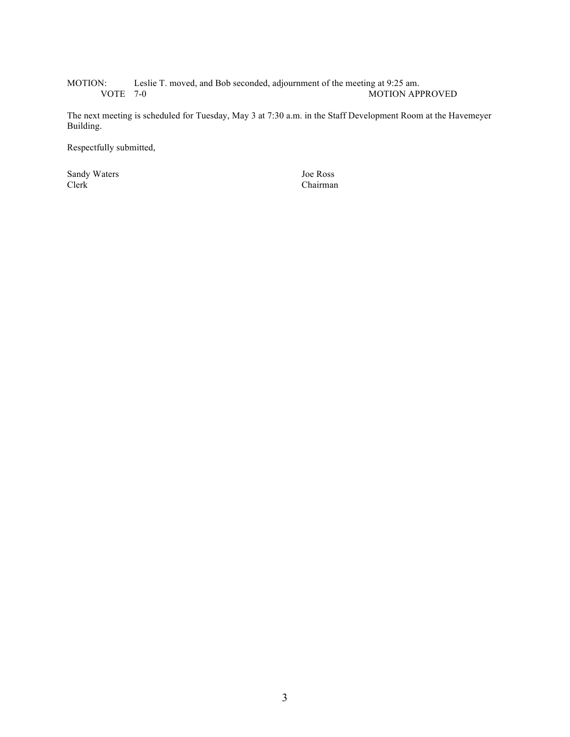MOTION: Leslie T. moved, and Bob seconded, adjournment of the meeting at 9:25 am.
VOTE 7-0 MOTION APPROVED

The next meeting is scheduled for Tuesday, May 3 at 7:30 a.m. in the Staff Development Room at the Havemeyer Building.

Respectfully submitted,

Sandy Waters
Clerk

Joe Ross
Chairman